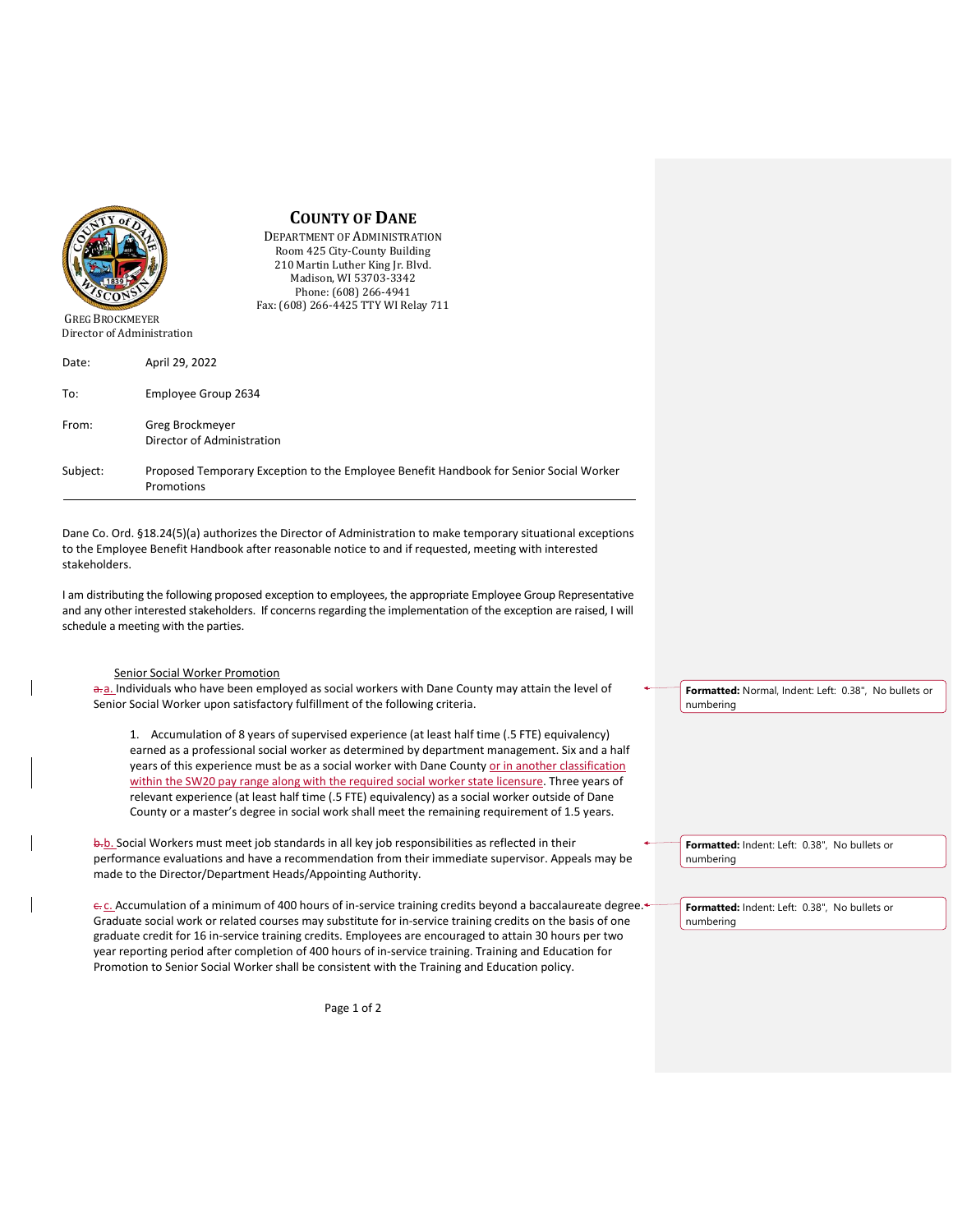# COUNTY OF DANE

DEPARTMENT OF ADMINISTRATION
Room 425 City-County Building
210 Martin Luther King Jr. Blvd.
Madison, WI 53703-3342
Phone: (608) 266-4941
Fax: (608) 266-4425 TTY WI Relay 711

GREG BROCKMEYER
Director of Administration

Date: April 29, 2022

To: Employee Group 2634

From: Greg Brockmeyer
Director of Administration

Subject: Proposed Temporary Exception to the Employee Benefit Handbook for Senior Social Worker Promotions

---

Dane Co. Ord. §18.24(5)(a) authorizes the Director of Administration to make temporary situational exceptions to the Employee Benefit Handbook after reasonable notice to and if requested, meeting with interested stakeholders.

I am distributing the following proposed exception to employees, the appropriate Employee Group Representative and any other interested stakeholders. If concerns regarding the implementation of the exception are raised, I will schedule a meeting with the parties.

Senior Social Worker Promotion

a. Individuals who have been employed as social workers with Dane County may attain the level of Senior Social Worker upon satisfactory fulfillment of the following criteria.

1. Accumulation of 8 years of supervised experience (at least half time (.5 FTE) equivalency) earned as a professional social worker as determined by department management. Six and a half years of this experience must be as a social worker with Dane County or in another classification within the SW20 pay range along with the required social worker state licensure. Three years of relevant experience (at least half time (.5 FTE) equivalency) as a social worker outside of Dane County or a master's degree in social work shall meet the remaining requirement of 1.5 years.

b. Social Workers must meet job standards in all key job responsibilities as reflected in their performance evaluations and have a recommendation from their immediate supervisor. Appeals may be made to the Director/Department Heads/Appointing Authority.

c. Accumulation of a minimum of 400 hours of in-service training credits beyond a baccalaureate degree. Graduate social work or related courses may substitute for in-service training credits on the basis of one graduate credit for 16 in-service training credits. Employees are encouraged to attain 30 hours per two year reporting period after completion of 400 hours of in-service training. Training and Education for Promotion to Senior Social Worker shall be consistent with the Training and Education policy.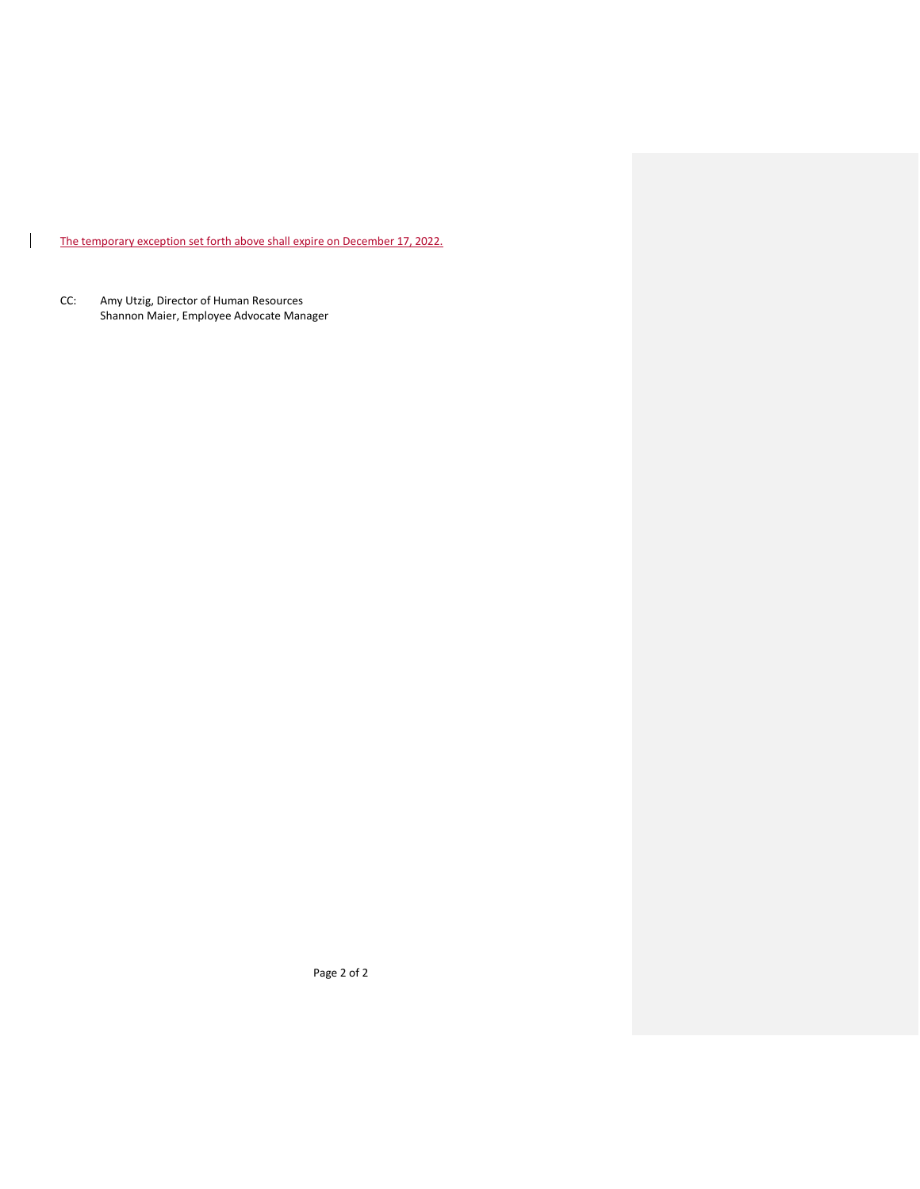The temporary exception set forth above shall expire on December 17, 2022.

CC: Amy Utzig, Director of Human Resources
Shannon Maier, Employee Advocate Manager